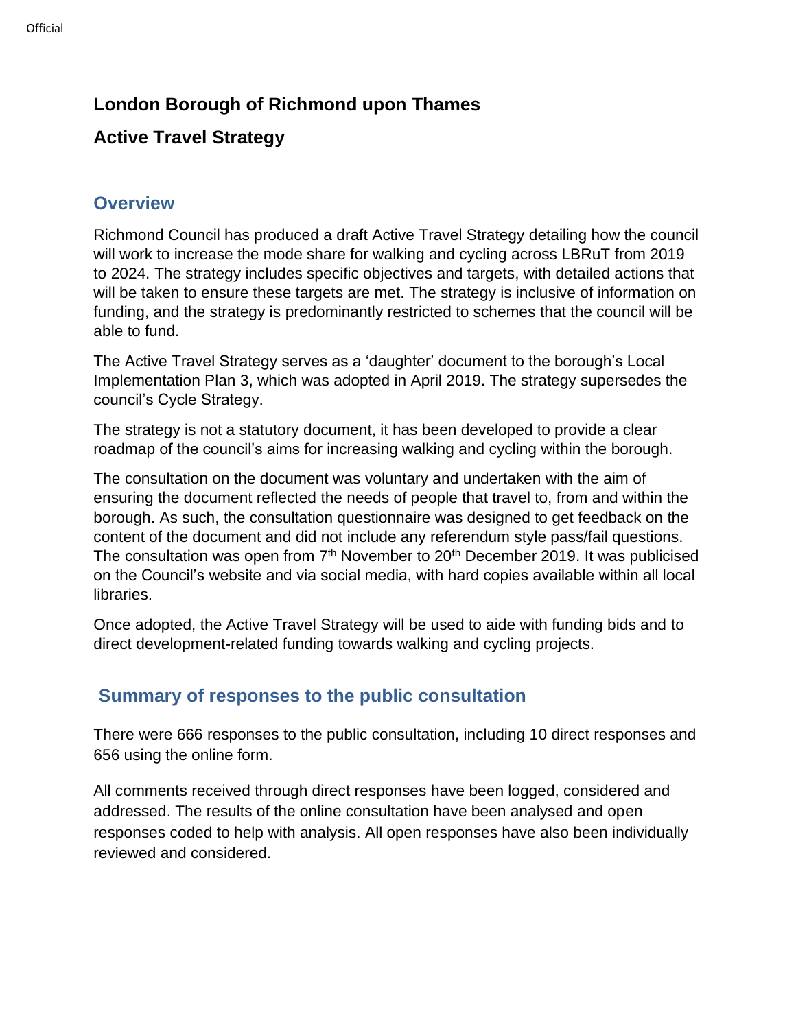# London Borough of Richmond upon Thames

# Active Travel Strategy

## Overview

Richmond Council has produced a draft Active Travel Strategy detailing how the council will work to increase the mode share for walking and cycling across LBRuT from 2019 to 2024. The strategy includes specific objectives and targets, with detailed actions that will be taken to ensure these targets are met. The strategy is inclusive of information on funding, and the strategy is predominantly restricted to schemes that the council will be able to fund.

The Active Travel Strategy serves as a 'daughter' document to the borough's Local Implementation Plan 3, which was adopted in April 2019. The strategy supersedes the council's Cycle Strategy.

The strategy is not a statutory document, it has been developed to provide a clear roadmap of the council's aims for increasing walking and cycling within the borough.

The consultation on the document was voluntary and undertaken with the aim of ensuring the document reflected the needs of people that travel to, from and within the borough. As such, the consultation questionnaire was designed to get feedback on the content of the document and did not include any referendum style pass/fail questions. The consultation was open from 7th November to 20th December 2019. It was publicised on the Council's website and via social media, with hard copies available within all local libraries.

Once adopted, the Active Travel Strategy will be used to aide with funding bids and to direct development-related funding towards walking and cycling projects.

## Summary of responses to the public consultation

There were 666 responses to the public consultation, including 10 direct responses and 656 using the online form.

All comments received through direct responses have been logged, considered and addressed. The results of the online consultation have been analysed and open responses coded to help with analysis. All open responses have also been individually reviewed and considered.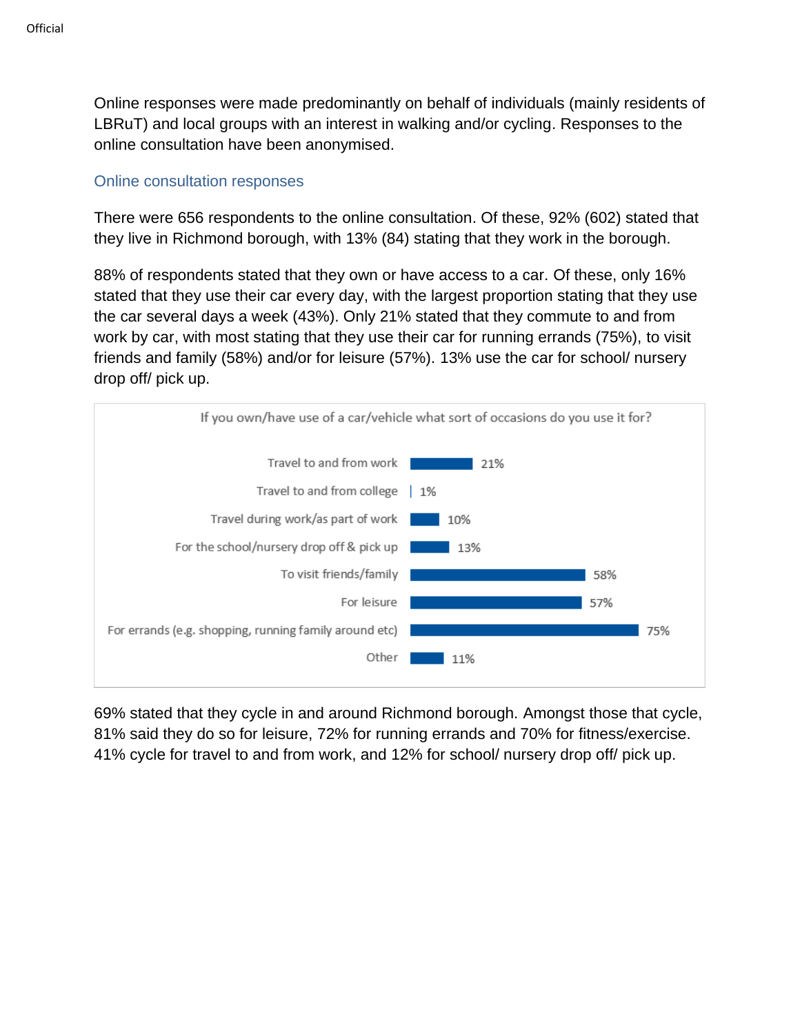Online responses were made predominantly on behalf of individuals (mainly residents of LBRuT) and local groups with an interest in walking and/or cycling. Responses to the online consultation have been anonymised.

### Online consultation responses

There were 656 respondents to the online consultation. Of these, 92% (602) stated that they live in Richmond borough, with 13% (84) stating that they work in the borough.

88% of respondents stated that they own or have access to a car. Of these, only 16% stated that they use their car every day, with the largest proportion stating that they use the car several days a week (43%). Only 21% stated that they commute to and from work by car, with most stating that they use their car for running errands (75%), to visit friends and family (58%) and/or for leisure (57%). 13% use the car for school/ nursery drop off/ pick up.

If you own/have use of a car/vehicle what sort of occasions do you use it for?

| Occasion | % |
|---|---|
| Travel to and from work | 21% |
| Travel to and from college | 1% |
| Travel during work/as part of work | 10% |
| For the school/nursery drop off & pick up | 13% |
| To visit friends/family | 58% |
| For leisure | 57% |
| For errands (e.g. shopping, running family around etc) | 75% |
| Other | 11% |

69% stated that they cycle in and around Richmond borough. Amongst those that cycle, 81% said they do so for leisure, 72% for running errands and 70% for fitness/exercise. 41% cycle for travel to and from work, and 12% for school/ nursery drop off/ pick up.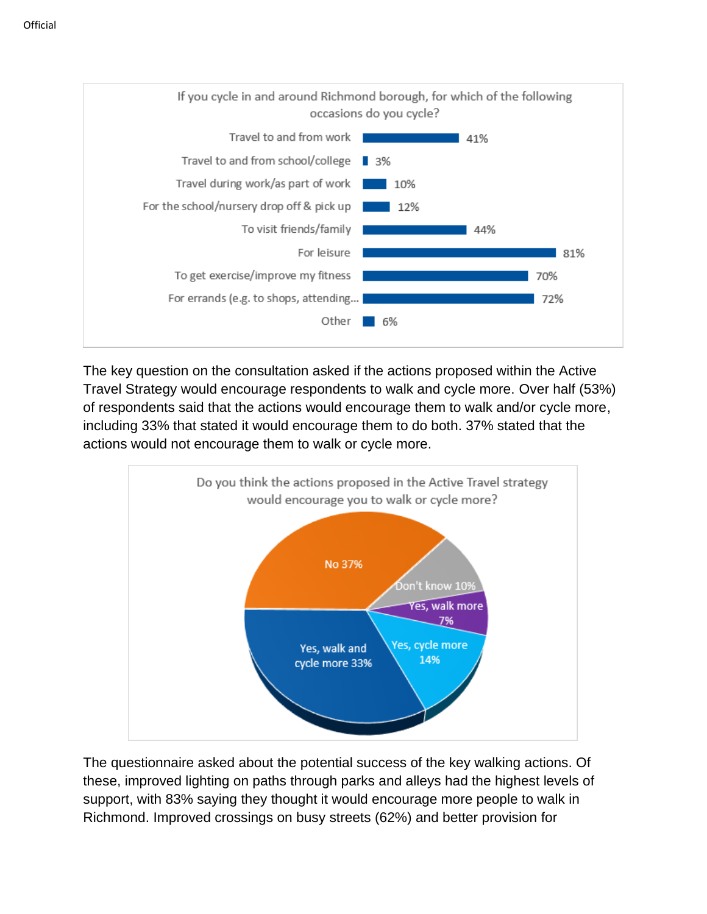If you cycle in and around Richmond borough, for which of the following occasions do you cycle?

| Occasion | % |
| --- | --- |
| Travel to and from work | 41% |
| Travel to and from school/college | 3% |
| Travel during work/as part of work | 10% |
| For the school/nursery drop off & pick up | 12% |
| To visit friends/family | 44% |
| For leisure | 81% |
| To get exercise/improve my fitness | 70% |
| For errands (e.g. to shops, attending... | 72% |
| Other | 6% |

The key question on the consultation asked if the actions proposed within the Active Travel Strategy would encourage respondents to walk and cycle more. Over half (53%) of respondents said that the actions would encourage them to walk and/or cycle more, including 33% that stated it would encourage them to do both. 37% stated that the actions would not encourage them to walk or cycle more.

Do you think the actions proposed in the Active Travel strategy would encourage you to walk or cycle more?

| Response | % |
| --- | --- |
| No | 37% |
| Don't know | 10% |
| Yes, walk more | 7% |
| Yes, cycle more | 14% |
| Yes, walk and cycle more | 33% |

The questionnaire asked about the potential success of the key walking actions. Of these, improved lighting on paths through parks and alleys had the highest levels of support, with 83% saying they thought it would encourage more people to walk in Richmond. Improved crossings on busy streets (62%) and better provision for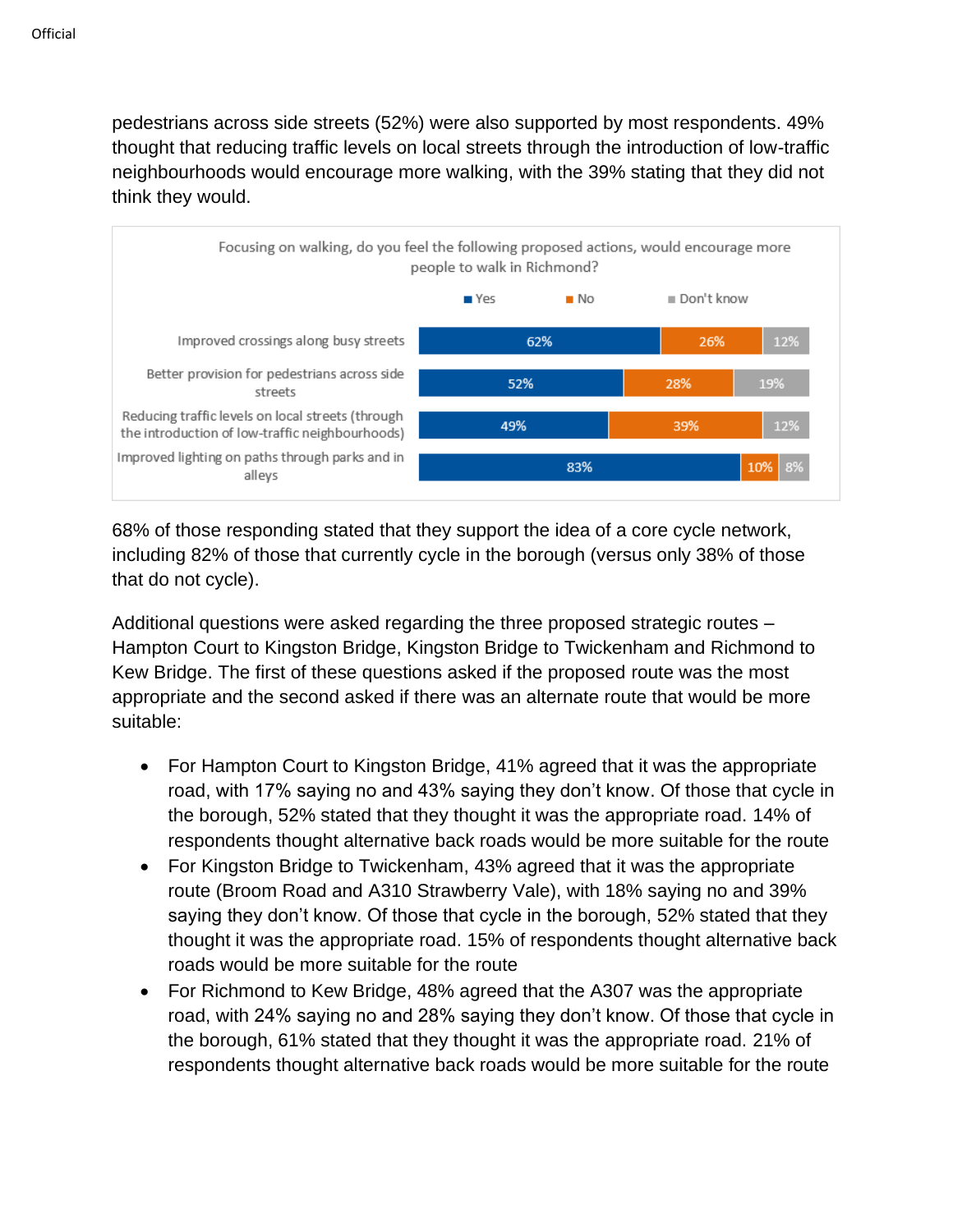pedestrians across side streets (52%) were also supported by most respondents. 49% thought that reducing traffic levels on local streets through the introduction of low-traffic neighbourhoods would encourage more walking, with the 39% stating that they did not think they would.

Focusing on walking, do you feel the following proposed actions, would encourage more people to walk in Richmond?

| | Yes | No | Don't know |
|---|---|---|---|
| Improved crossings along busy streets | 62% | 26% | 12% |
| Better provision for pedestrians across side streets | 52% | 28% | 19% |
| Reducing traffic levels on local streets (through the introduction of low-traffic neighbourhoods) | 49% | 39% | 12% |
| Improved lighting on paths through parks and in alleys | 83% | 10% | 8% |

68% of those responding stated that they support the idea of a core cycle network, including 82% of those that currently cycle in the borough (versus only 38% of those that do not cycle).

Additional questions were asked regarding the three proposed strategic routes – Hampton Court to Kingston Bridge, Kingston Bridge to Twickenham and Richmond to Kew Bridge. The first of these questions asked if the proposed route was the most appropriate and the second asked if there was an alternate route that would be more suitable:

- For Hampton Court to Kingston Bridge, 41% agreed that it was the appropriate road, with 17% saying no and 43% saying they don't know. Of those that cycle in the borough, 52% stated that they thought it was the appropriate road. 14% of respondents thought alternative back roads would be more suitable for the route
- For Kingston Bridge to Twickenham, 43% agreed that it was the appropriate route (Broom Road and A310 Strawberry Vale), with 18% saying no and 39% saying they don't know. Of those that cycle in the borough, 52% stated that they thought it was the appropriate road. 15% of respondents thought alternative back roads would be more suitable for the route
- For Richmond to Kew Bridge, 48% agreed that the A307 was the appropriate road, with 24% saying no and 28% saying they don't know. Of those that cycle in the borough, 61% stated that they thought it was the appropriate road. 21% of respondents thought alternative back roads would be more suitable for the route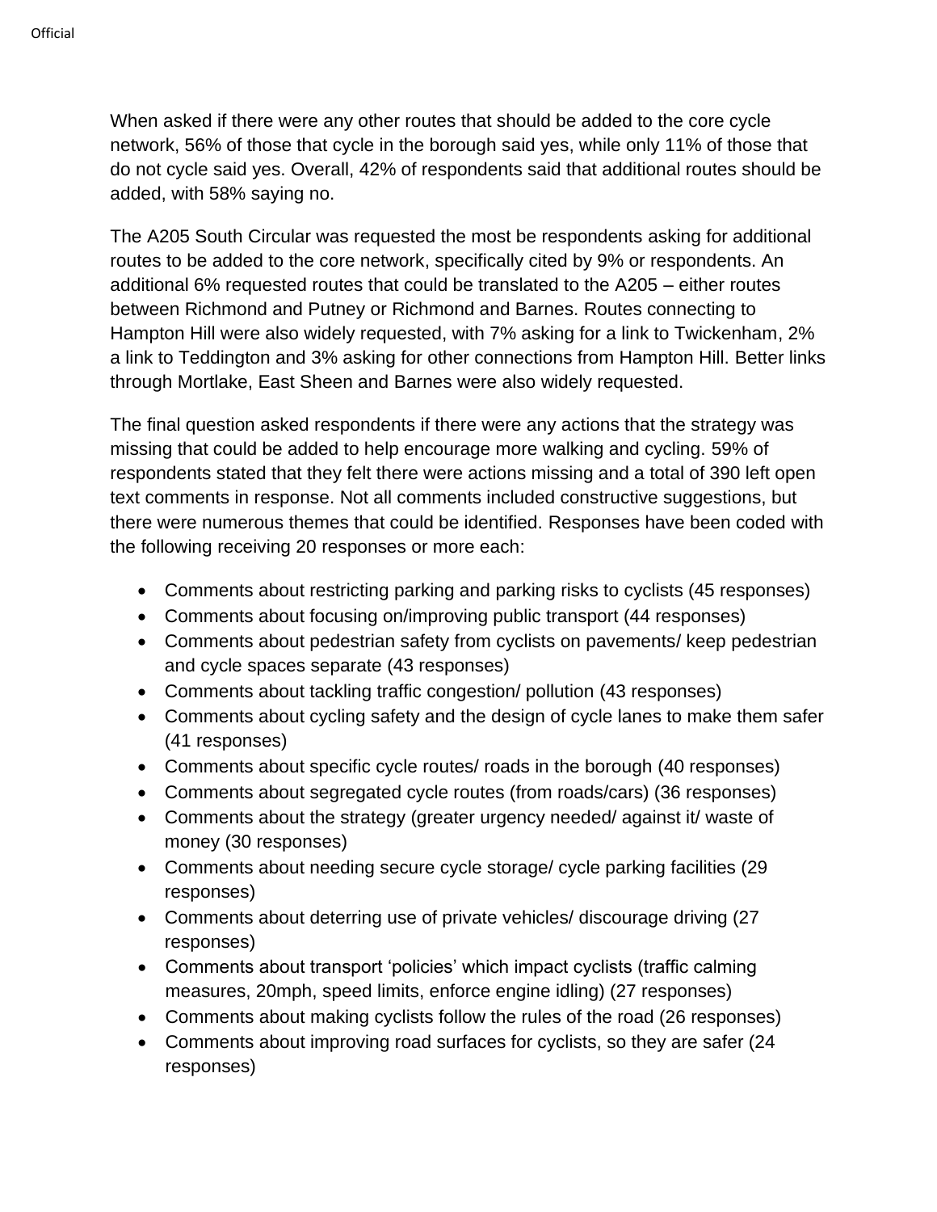When asked if there were any other routes that should be added to the core cycle network, 56% of those that cycle in the borough said yes, while only 11% of those that do not cycle said yes. Overall, 42% of respondents said that additional routes should be added, with 58% saying no.

The A205 South Circular was requested the most be respondents asking for additional routes to be added to the core network, specifically cited by 9% or respondents. An additional 6% requested routes that could be translated to the A205 – either routes between Richmond and Putney or Richmond and Barnes. Routes connecting to Hampton Hill were also widely requested, with 7% asking for a link to Twickenham, 2% a link to Teddington and 3% asking for other connections from Hampton Hill. Better links through Mortlake, East Sheen and Barnes were also widely requested.

The final question asked respondents if there were any actions that the strategy was missing that could be added to help encourage more walking and cycling. 59% of respondents stated that they felt there were actions missing and a total of 390 left open text comments in response. Not all comments included constructive suggestions, but there were numerous themes that could be identified. Responses have been coded with the following receiving 20 responses or more each:

- Comments about restricting parking and parking risks to cyclists (45 responses)
- Comments about focusing on/improving public transport (44 responses)
- Comments about pedestrian safety from cyclists on pavements/ keep pedestrian and cycle spaces separate (43 responses)
- Comments about tackling traffic congestion/ pollution (43 responses)
- Comments about cycling safety and the design of cycle lanes to make them safer (41 responses)
- Comments about specific cycle routes/ roads in the borough (40 responses)
- Comments about segregated cycle routes (from roads/cars) (36 responses)
- Comments about the strategy (greater urgency needed/ against it/ waste of money (30 responses)
- Comments about needing secure cycle storage/ cycle parking facilities (29 responses)
- Comments about deterring use of private vehicles/ discourage driving (27 responses)
- Comments about transport 'policies' which impact cyclists (traffic calming measures, 20mph, speed limits, enforce engine idling) (27 responses)
- Comments about making cyclists follow the rules of the road (26 responses)
- Comments about improving road surfaces for cyclists, so they are safer (24 responses)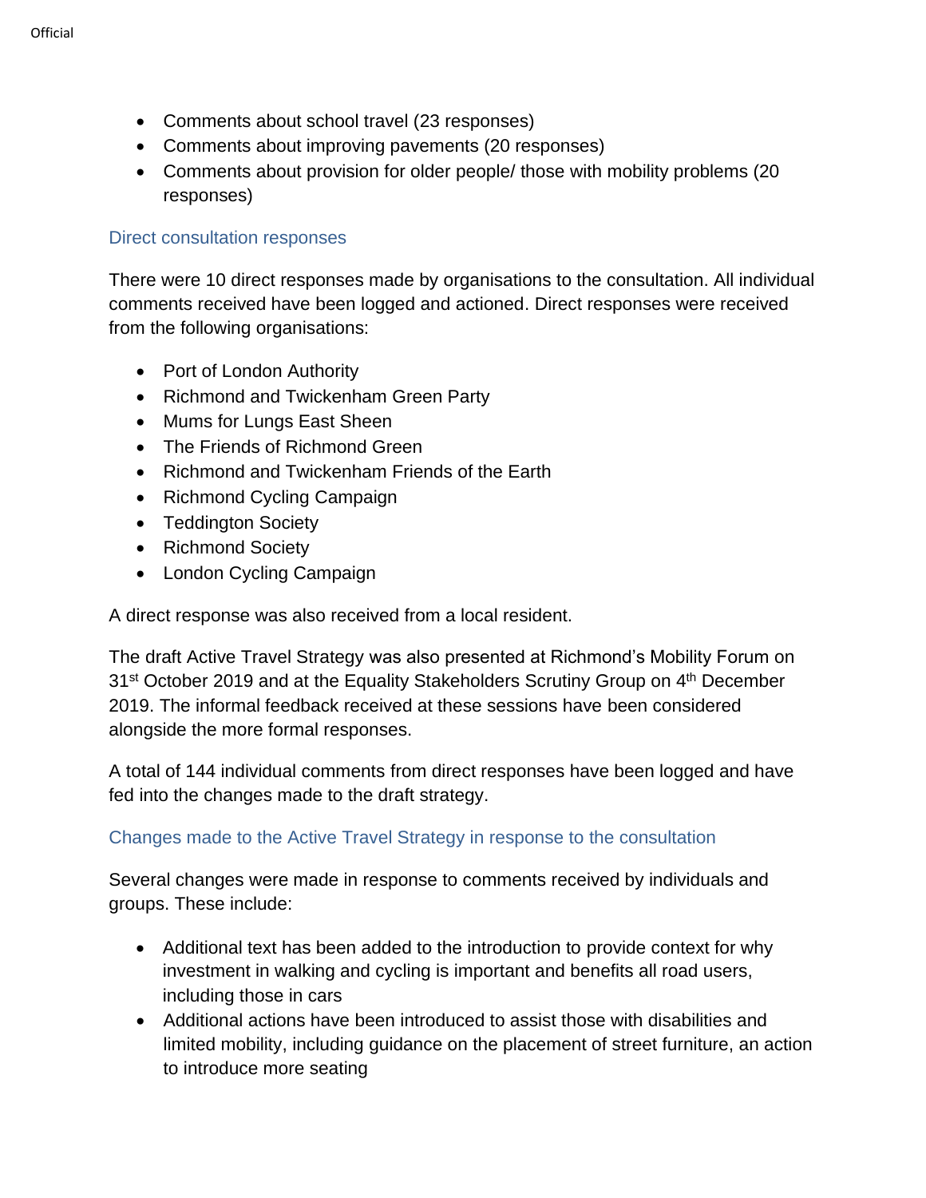- Comments about school travel (23 responses)
- Comments about improving pavements (20 responses)
- Comments about provision for older people/ those with mobility problems (20 responses)

### Direct consultation responses

There were 10 direct responses made by organisations to the consultation. All individual comments received have been logged and actioned. Direct responses were received from the following organisations:

- Port of London Authority
- Richmond and Twickenham Green Party
- Mums for Lungs East Sheen
- The Friends of Richmond Green
- Richmond and Twickenham Friends of the Earth
- Richmond Cycling Campaign
- Teddington Society
- Richmond Society
- London Cycling Campaign

A direct response was also received from a local resident.

The draft Active Travel Strategy was also presented at Richmond's Mobility Forum on 31st October 2019 and at the Equality Stakeholders Scrutiny Group on 4th December 2019. The informal feedback received at these sessions have been considered alongside the more formal responses.

A total of 144 individual comments from direct responses have been logged and have fed into the changes made to the draft strategy.

### Changes made to the Active Travel Strategy in response to the consultation

Several changes were made in response to comments received by individuals and groups. These include:

- Additional text has been added to the introduction to provide context for why investment in walking and cycling is important and benefits all road users, including those in cars
- Additional actions have been introduced to assist those with disabilities and limited mobility, including guidance on the placement of street furniture, an action to introduce more seating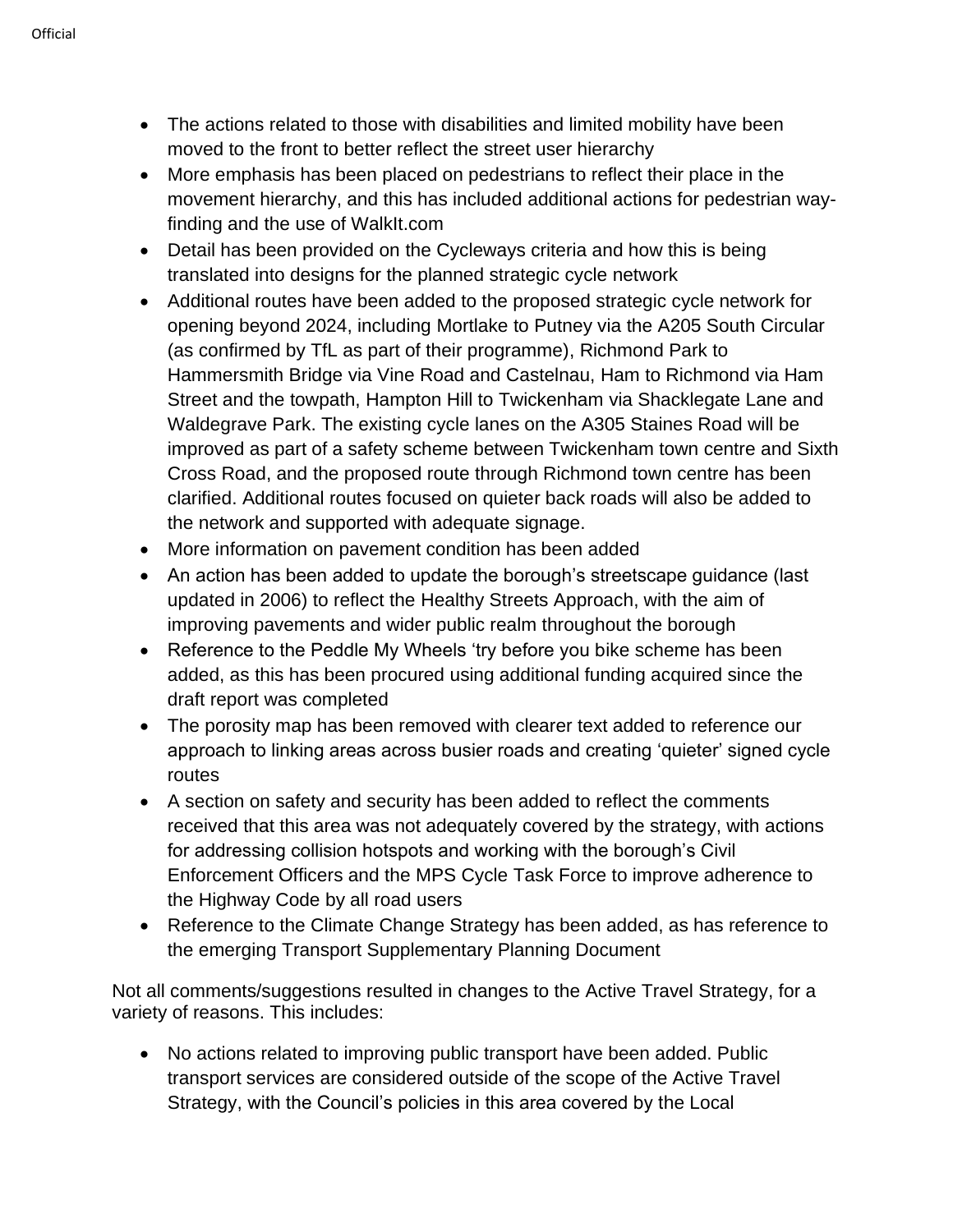- The actions related to those with disabilities and limited mobility have been moved to the front to better reflect the street user hierarchy
- More emphasis has been placed on pedestrians to reflect their place in the movement hierarchy, and this has included additional actions for pedestrian way-finding and the use of WalkIt.com
- Detail has been provided on the Cycleways criteria and how this is being translated into designs for the planned strategic cycle network
- Additional routes have been added to the proposed strategic cycle network for opening beyond 2024, including Mortlake to Putney via the A205 South Circular (as confirmed by TfL as part of their programme), Richmond Park to Hammersmith Bridge via Vine Road and Castelnau, Ham to Richmond via Ham Street and the towpath, Hampton Hill to Twickenham via Shacklegate Lane and Waldegrave Park. The existing cycle lanes on the A305 Staines Road will be improved as part of a safety scheme between Twickenham town centre and Sixth Cross Road, and the proposed route through Richmond town centre has been clarified. Additional routes focused on quieter back roads will also be added to the network and supported with adequate signage.
- More information on pavement condition has been added
- An action has been added to update the borough's streetscape guidance (last updated in 2006) to reflect the Healthy Streets Approach, with the aim of improving pavements and wider public realm throughout the borough
- Reference to the Peddle My Wheels 'try before you bike scheme has been added, as this has been procured using additional funding acquired since the draft report was completed
- The porosity map has been removed with clearer text added to reference our approach to linking areas across busier roads and creating 'quieter' signed cycle routes
- A section on safety and security has been added to reflect the comments received that this area was not adequately covered by the strategy, with actions for addressing collision hotspots and working with the borough's Civil Enforcement Officers and the MPS Cycle Task Force to improve adherence to the Highway Code by all road users
- Reference to the Climate Change Strategy has been added, as has reference to the emerging Transport Supplementary Planning Document

Not all comments/suggestions resulted in changes to the Active Travel Strategy, for a variety of reasons. This includes:

- No actions related to improving public transport have been added. Public transport services are considered outside of the scope of the Active Travel Strategy, with the Council's policies in this area covered by the Local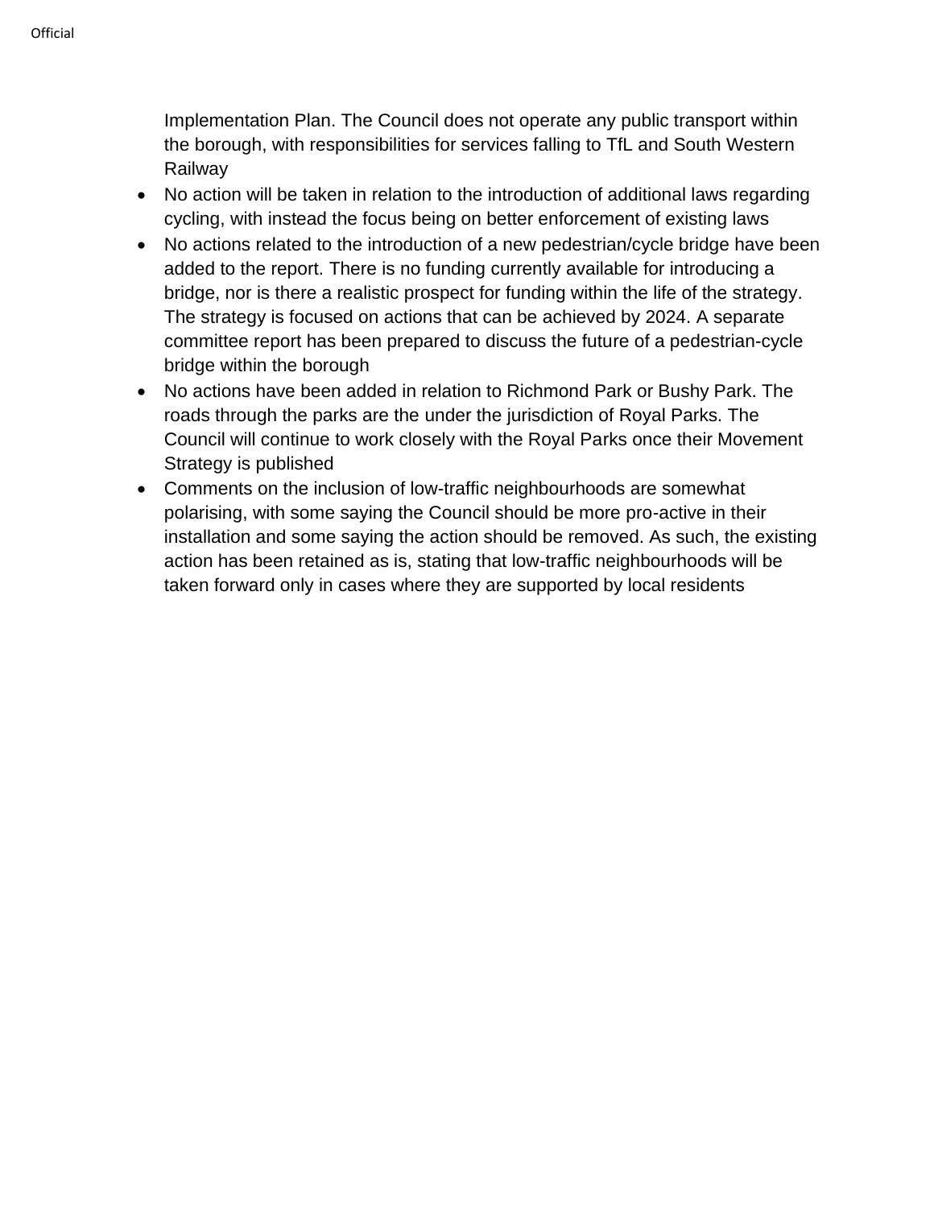Implementation Plan. The Council does not operate any public transport within the borough, with responsibilities for services falling to TfL and South Western Railway

- No action will be taken in relation to the introduction of additional laws regarding cycling, with instead the focus being on better enforcement of existing laws
- No actions related to the introduction of a new pedestrian/cycle bridge have been added to the report. There is no funding currently available for introducing a bridge, nor is there a realistic prospect for funding within the life of the strategy. The strategy is focused on actions that can be achieved by 2024. A separate committee report has been prepared to discuss the future of a pedestrian-cycle bridge within the borough
- No actions have been added in relation to Richmond Park or Bushy Park. The roads through the parks are the under the jurisdiction of Royal Parks. The Council will continue to work closely with the Royal Parks once their Movement Strategy is published
- Comments on the inclusion of low-traffic neighbourhoods are somewhat polarising, with some saying the Council should be more pro-active in their installation and some saying the action should be removed. As such, the existing action has been retained as is, stating that low-traffic neighbourhoods will be taken forward only in cases where they are supported by local residents